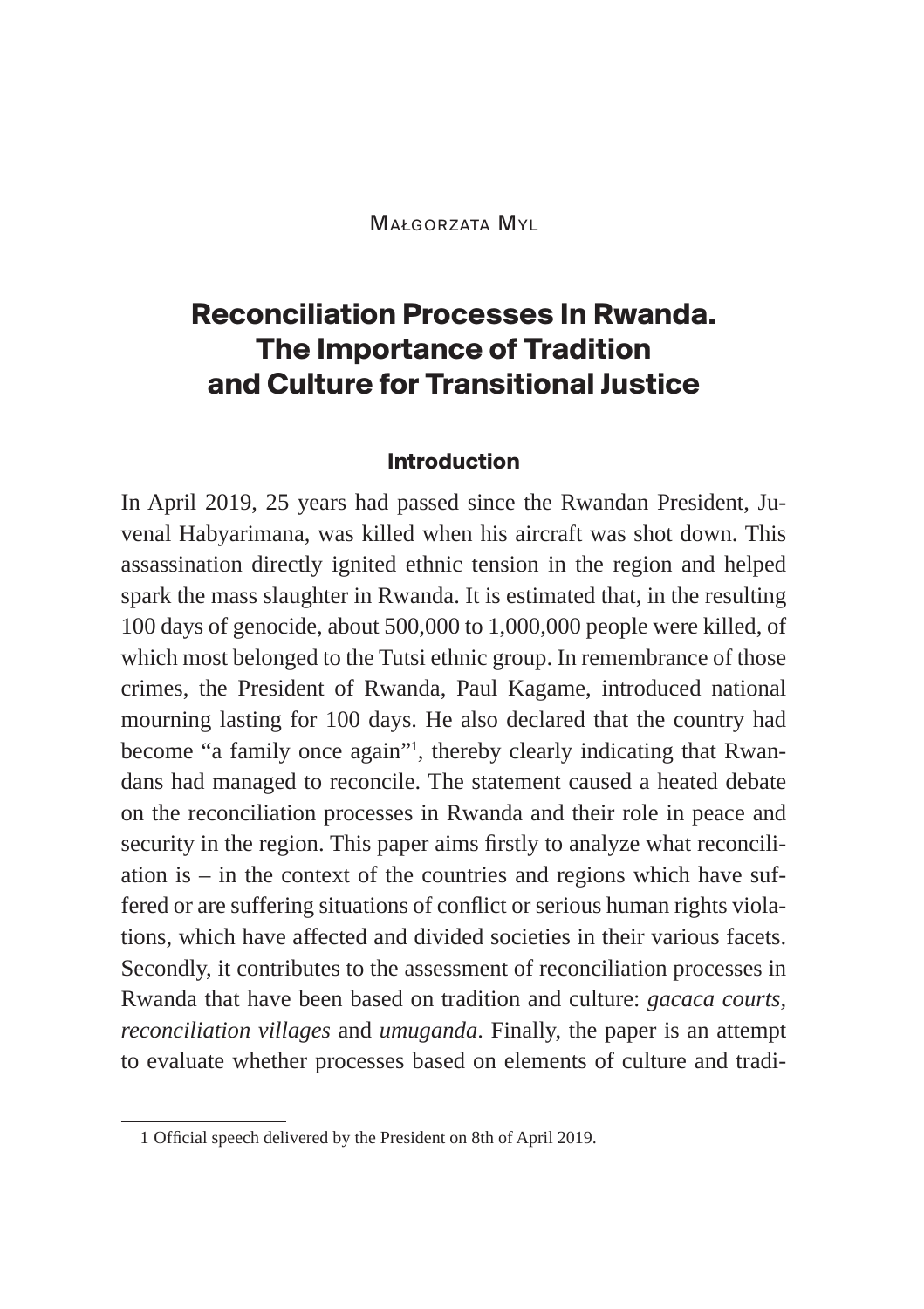Małgorzata Myl

# Reconciliation Processes In Rwanda. The Importance of Tradition and Culture for Transitional Justice

## Introduction

In April 2019, 25 years had passed since the Rwandan President, Juvenal Habyarimana, was killed when his aircraft was shot down. This assassination directly ignited ethnic tension in the region and helped spark the mass slaughter in Rwanda. It is estimated that, in the resulting 100 days of genocide, about 500,000 to 1,000,000 people were killed, of which most belonged to the Tutsi ethnic group. In remembrance of those crimes, the President of Rwanda, Paul Kagame, introduced national mourning lasting for 100 days. He also declared that the country had become "a family once again"[1], thereby clearly indicating that Rwandans had managed to reconcile. The statement caused a heated debate on the reconciliation processes in Rwanda and their role in peace and security in the region. This paper aims firstly to analyze what reconciliation is – in the context of the countries and regions which have suffered or are suffering situations of conflict or serious human rights violations, which have affected and divided societies in their various facets. Secondly, it contributes to the assessment of reconciliation processes in Rwanda that have been based on tradition and culture: *gacaca courts*, *reconciliation villages* and *umuganda*. Finally, the paper is an attempt to evaluate whether processes based on elements of culture and tradi-

1 Official speech delivered by the President on 8th of April 2019.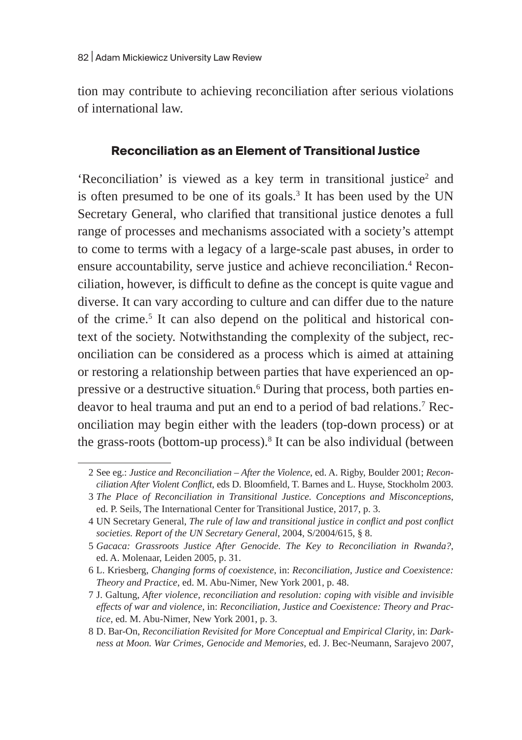tion may contribute to achieving reconciliation after serious violations of international law.

## Reconciliation as an Element of Transitional Justice

'Reconciliation' is viewed as a key term in transitional justice[2] and is often presumed to be one of its goals.[3] It has been used by the UN Secretary General, who clarified that transitional justice denotes a full range of processes and mechanisms associated with a society's attempt to come to terms with a legacy of a large-scale past abuses, in order to ensure accountability, serve justice and achieve reconciliation.[4] Reconciliation, however, is difficult to define as the concept is quite vague and diverse. It can vary according to culture and can differ due to the nature of the crime.[5] It can also depend on the political and historical context of the society. Notwithstanding the complexity of the subject, reconciliation can be considered as a process which is aimed at attaining or restoring a relationship between parties that have experienced an oppressive or a destructive situation.[6] During that process, both parties endeavor to heal trauma and put an end to a period of bad relations.[7] Reconciliation may begin either with the leaders (top-down process) or at the grass-roots (bottom-up process).[8] It can be also individual (between

---

2 See eg.: *Justice and Reconciliation – After the Violence*, ed. A. Rigby, Boulder 2001; *Reconciliation After Violent Conflict*, eds D. Bloomfield, T. Barnes and L. Huyse, Stockholm 2003.

3 *The Place of Reconciliation in Transitional Justice. Conceptions and Misconceptions*, ed. P. Seils, The International Center for Transitional Justice, 2017, p. 3.

4 UN Secretary General, *The rule of law and transitional justice in conflict and post conflict societies. Report of the UN Secretary General*, 2004, S/2004/615, § 8.

5 *Gacaca: Grassroots Justice After Genocide. The Key to Reconciliation in Rwanda?*, ed. A. Molenaar, Leiden 2005, p. 31.

6 L. Kriesberg, *Changing forms of coexistence*, in: *Reconciliation, Justice and Coexistence: Theory and Practice*, ed. M. Abu-Nimer, New York 2001, p. 48.

7 J. Galtung, *After violence, reconciliation and resolution: coping with visible and invisible effects of war and violence*, in: *Reconciliation, Justice and Coexistence: Theory and Practice*, ed. M. Abu-Nimer, New York 2001, p. 3.

8 D. Bar-On, *Reconciliation Revisited for More Conceptual and Empirical Clarity*, in: *Darkness at Moon. War Crimes, Genocide and Memories*, ed. J. Bec-Neumann, Sarajevo 2007,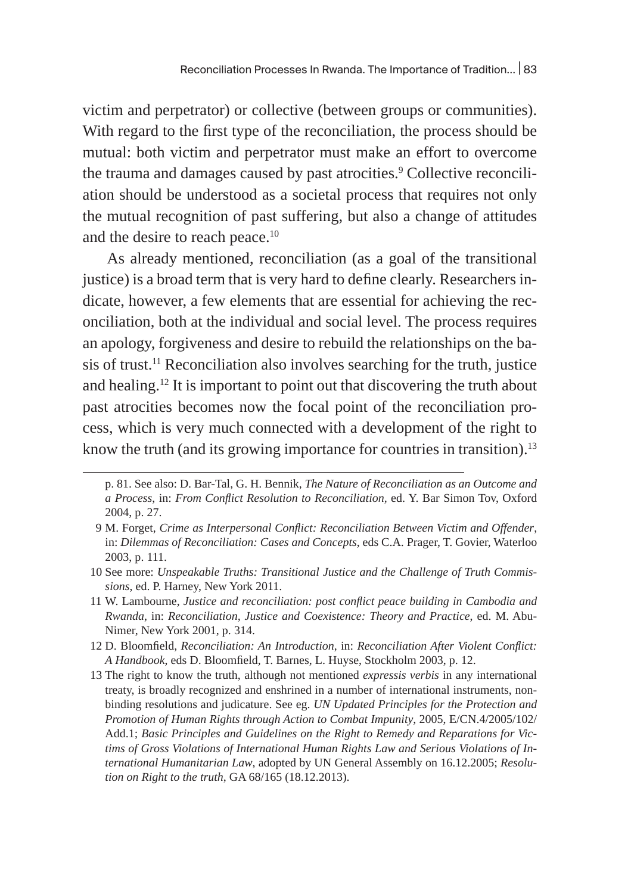victim and perpetrator) or collective (between groups or communities). With regard to the first type of the reconciliation, the process should be mutual: both victim and perpetrator must make an effort to overcome the trauma and damages caused by past atrocities.[9] Collective reconciliation should be understood as a societal process that requires not only the mutual recognition of past suffering, but also a change of attitudes and the desire to reach peace.[10]

As already mentioned, reconciliation (as a goal of the transitional justice) is a broad term that is very hard to define clearly. Researchers indicate, however, a few elements that are essential for achieving the reconciliation, both at the individual and social level. The process requires an apology, forgiveness and desire to rebuild the relationships on the basis of trust.[11] Reconciliation also involves searching for the truth, justice and healing.[12] It is important to point out that discovering the truth about past atrocities becomes now the focal point of the reconciliation process, which is very much connected with a development of the right to know the truth (and its growing importance for countries in transition).[13]

---

p. 81. See also: D. Bar-Tal, G. H. Bennik, *The Nature of Reconciliation as an Outcome and a Process*, in: *From Conflict Resolution to Reconciliation*, ed. Y. Bar Simon Tov, Oxford 2004, p. 27.

9 M. Forget, *Crime as Interpersonal Conflict: Reconciliation Between Victim and Offender*, in: *Dilemmas of Reconciliation: Cases and Concepts*, eds C.A. Prager, T. Govier, Waterloo 2003, p. 111.

10 See more: *Unspeakable Truths: Transitional Justice and the Challenge of Truth Commissions*, ed. P. Harney, New York 2011.

11 W. Lambourne, *Justice and reconciliation: post conflict peace building in Cambodia and Rwanda*, in: *Reconciliation, Justice and Coexistence: Theory and Practice*, ed. M. Abu-Nimer, New York 2001, p. 314.

12 D. Bloomfield, *Reconciliation: An Introduction*, in: *Reconciliation After Violent Conflict: A Handbook*, eds D. Bloomfield, T. Barnes, L. Huyse, Stockholm 2003, p. 12.

13 The right to know the truth, although not mentioned *expressis verbis* in any international treaty, is broadly recognized and enshrined in a number of international instruments, non-binding resolutions and judicature. See eg. *UN Updated Principles for the Protection and Promotion of Human Rights through Action to Combat Impunity*, 2005, E/CN.4/2005/102/Add.1; *Basic Principles and Guidelines on the Right to Remedy and Reparations for Victims of Gross Violations of International Human Rights Law and Serious Violations of International Humanitarian Law*, adopted by UN General Assembly on 16.12.2005; *Resolution on Right to the truth*, GA 68/165 (18.12.2013).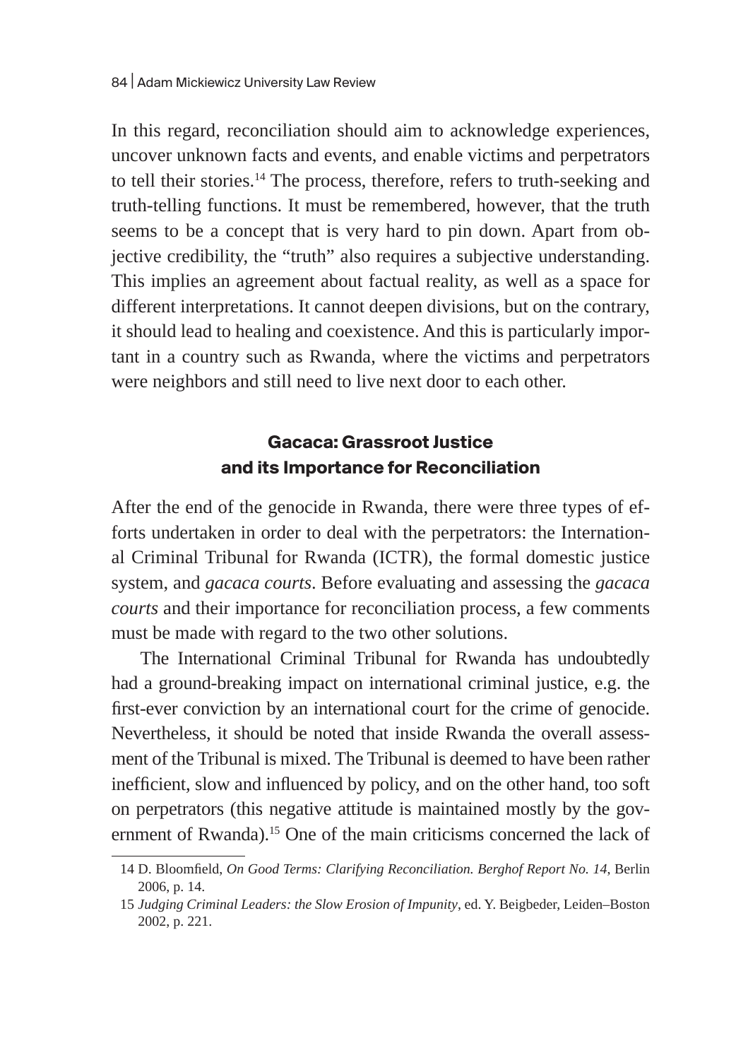In this regard, reconciliation should aim to acknowledge experiences, uncover unknown facts and events, and enable victims and perpetrators to tell their stories.[14] The process, therefore, refers to truth-seeking and truth-telling functions. It must be remembered, however, that the truth seems to be a concept that is very hard to pin down. Apart from objective credibility, the "truth" also requires a subjective understanding. This implies an agreement about factual reality, as well as a space for different interpretations. It cannot deepen divisions, but on the contrary, it should lead to healing and coexistence. And this is particularly important in a country such as Rwanda, where the victims and perpetrators were neighbors and still need to live next door to each other.

## Gacaca: Grassroot Justice and its Importance for Reconciliation

After the end of the genocide in Rwanda, there were three types of efforts undertaken in order to deal with the perpetrators: the International Criminal Tribunal for Rwanda (ICTR), the formal domestic justice system, and *gacaca courts*. Before evaluating and assessing the *gacaca courts* and their importance for reconciliation process, a few comments must be made with regard to the two other solutions.

The International Criminal Tribunal for Rwanda has undoubtedly had a ground-breaking impact on international criminal justice, e.g. the first-ever conviction by an international court for the crime of genocide. Nevertheless, it should be noted that inside Rwanda the overall assessment of the Tribunal is mixed. The Tribunal is deemed to have been rather inefficient, slow and influenced by policy, and on the other hand, too soft on perpetrators (this negative attitude is maintained mostly by the government of Rwanda).[15] One of the main criticisms concerned the lack of

14 D. Bloomfield, *On Good Terms: Clarifying Reconciliation. Berghof Report No. 14*, Berlin 2006, p. 14.

15 *Judging Criminal Leaders: the Slow Erosion of Impunity*, ed. Y. Beigbeder, Leiden–Boston 2002, p. 221.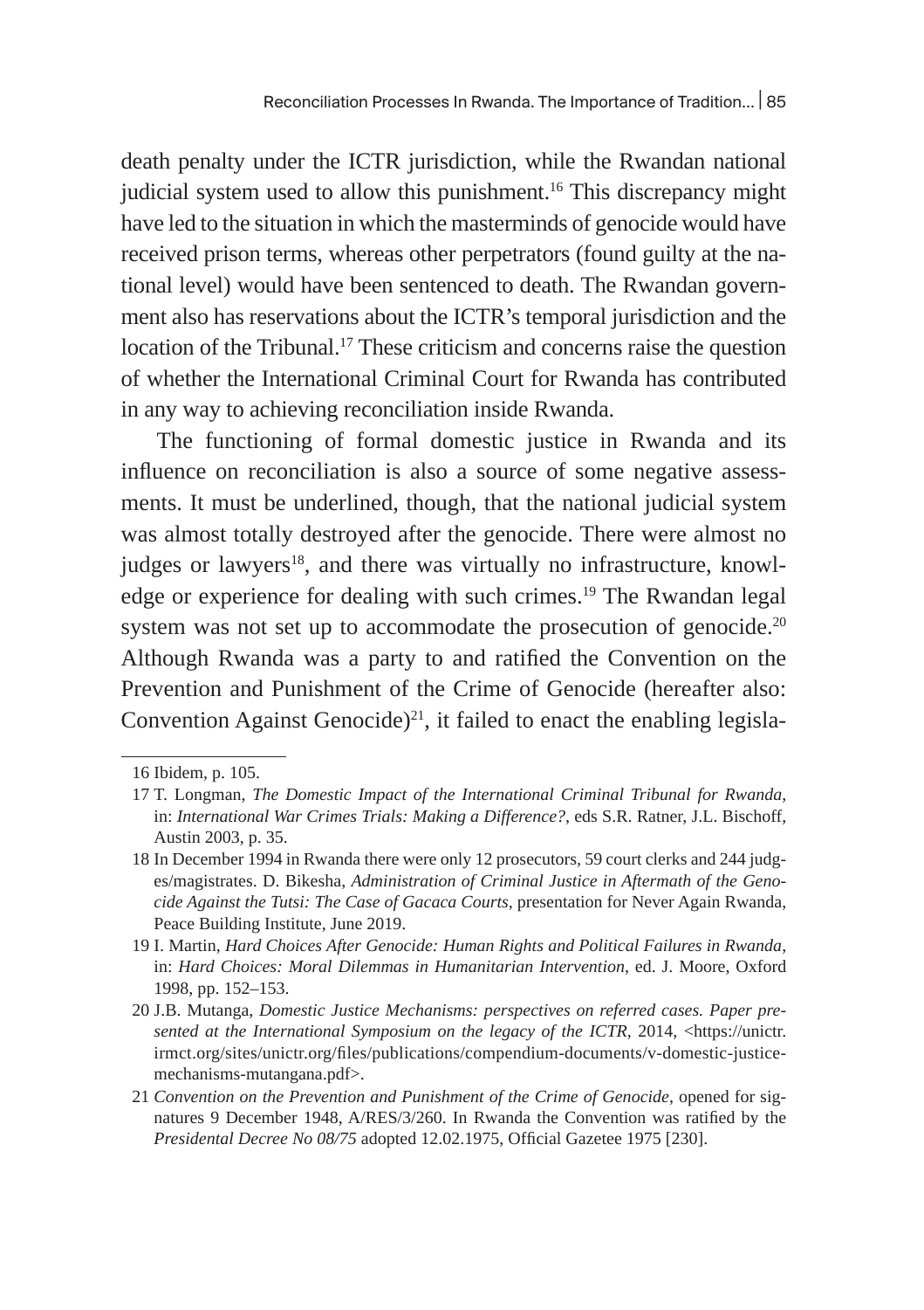death penalty under the ICTR jurisdiction, while the Rwandan national judicial system used to allow this punishment.[16] This discrepancy might have led to the situation in which the masterminds of genocide would have received prison terms, whereas other perpetrators (found guilty at the national level) would have been sentenced to death. The Rwandan government also has reservations about the ICTR's temporal jurisdiction and the location of the Tribunal.[17] These criticism and concerns raise the question of whether the International Criminal Court for Rwanda has contributed in any way to achieving reconciliation inside Rwanda.

The functioning of formal domestic justice in Rwanda and its influence on reconciliation is also a source of some negative assessments. It must be underlined, though, that the national judicial system was almost totally destroyed after the genocide. There were almost no judges or lawyers[18], and there was virtually no infrastructure, knowledge or experience for dealing with such crimes.[19] The Rwandan legal system was not set up to accommodate the prosecution of genocide.[20] Although Rwanda was a party to and ratified the Convention on the Prevention and Punishment of the Crime of Genocide (hereafter also: Convention Against Genocide)[21], it failed to enact the enabling legisla-

---

16 Ibidem, p. 105.

17 T. Longman, *The Domestic Impact of the International Criminal Tribunal for Rwanda*, in: *International War Crimes Trials: Making a Difference?*, eds S.R. Ratner, J.L. Bischoff, Austin 2003, p. 35.

18 In December 1994 in Rwanda there were only 12 prosecutors, 59 court clerks and 244 judges/magistrates. D. Bikesha, *Administration of Criminal Justice in Aftermath of the Genocide Against the Tutsi: The Case of Gacaca Courts*, presentation for Never Again Rwanda, Peace Building Institute, June 2019.

19 I. Martin, *Hard Choices After Genocide: Human Rights and Political Failures in Rwanda*, in: *Hard Choices: Moral Dilemmas in Humanitarian Intervention*, ed. J. Moore, Oxford 1998, pp. 152–153.

20 J.B. Mutanga, *Domestic Justice Mechanisms: perspectives on referred cases. Paper presented at the International Symposium on the legacy of the ICTR*, 2014, <https://unictr.irmct.org/sites/unictr.org/files/publications/compendium-documents/v-domestic-justice-mechanisms-mutangana.pdf>.

21 *Convention on the Prevention and Punishment of the Crime of Genocide*, opened for signatures 9 December 1948, A/RES/3/260. In Rwanda the Convention was ratified by the *Presidental Decree No 08/75* adopted 12.02.1975, Official Gazetee 1975 [230].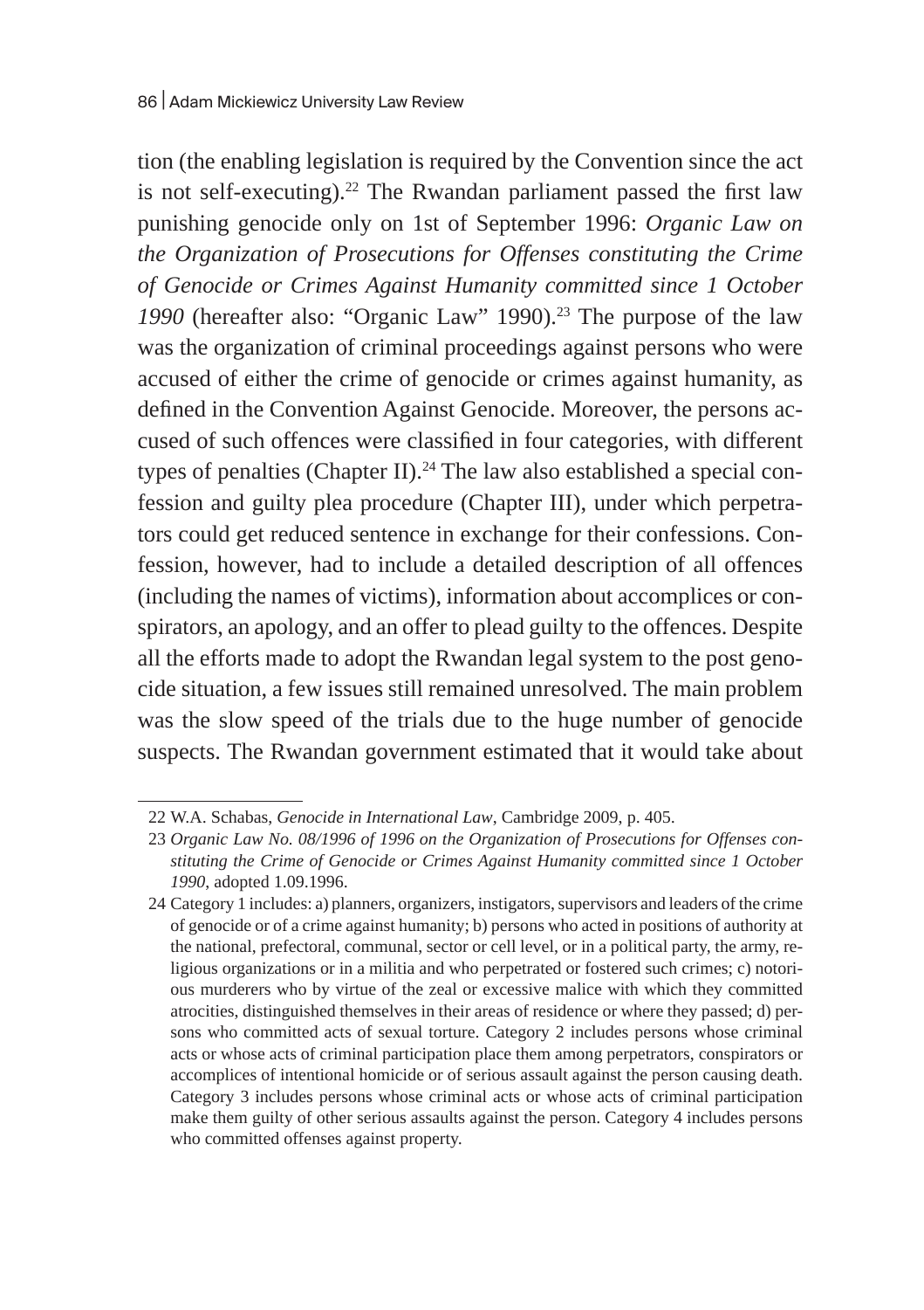tion (the enabling legislation is required by the Convention since the act is not self-executing).[22] The Rwandan parliament passed the first law punishing genocide only on 1st of September 1996: *Organic Law on the Organization of Prosecutions for Offenses constituting the Crime of Genocide or Crimes Against Humanity committed since 1 October 1990* (hereafter also: "Organic Law" 1990).[23] The purpose of the law was the organization of criminal proceedings against persons who were accused of either the crime of genocide or crimes against humanity, as defined in the Convention Against Genocide. Moreover, the persons accused of such offences were classified in four categories, with different types of penalties (Chapter II).[24] The law also established a special confession and guilty plea procedure (Chapter III), under which perpetrators could get reduced sentence in exchange for their confessions. Confession, however, had to include a detailed description of all offences (including the names of victims), information about accomplices or conspirators, an apology, and an offer to plead guilty to the offences. Despite all the efforts made to adopt the Rwandan legal system to the post genocide situation, a few issues still remained unresolved. The main problem was the slow speed of the trials due to the huge number of genocide suspects. The Rwandan government estimated that it would take about

---

22 W.A. Schabas, *Genocide in International Law*, Cambridge 2009, p. 405.

23 *Organic Law No. 08/1996 of 1996 on the Organization of Prosecutions for Offenses constituting the Crime of Genocide or Crimes Against Humanity committed since 1 October 1990*, adopted 1.09.1996.

24 Category 1 includes: a) planners, organizers, instigators, supervisors and leaders of the crime of genocide or of a crime against humanity; b) persons who acted in positions of authority at the national, prefectoral, communal, sector or cell level, or in a political party, the army, religious organizations or in a militia and who perpetrated or fostered such crimes; c) notorious murderers who by virtue of the zeal or excessive malice with which they committed atrocities, distinguished themselves in their areas of residence or where they passed; d) persons who committed acts of sexual torture. Category 2 includes persons whose criminal acts or whose acts of criminal participation place them among perpetrators, conspirators or accomplices of intentional homicide or of serious assault against the person causing death. Category 3 includes persons whose criminal acts or whose acts of criminal participation make them guilty of other serious assaults against the person. Category 4 includes persons who committed offenses against property.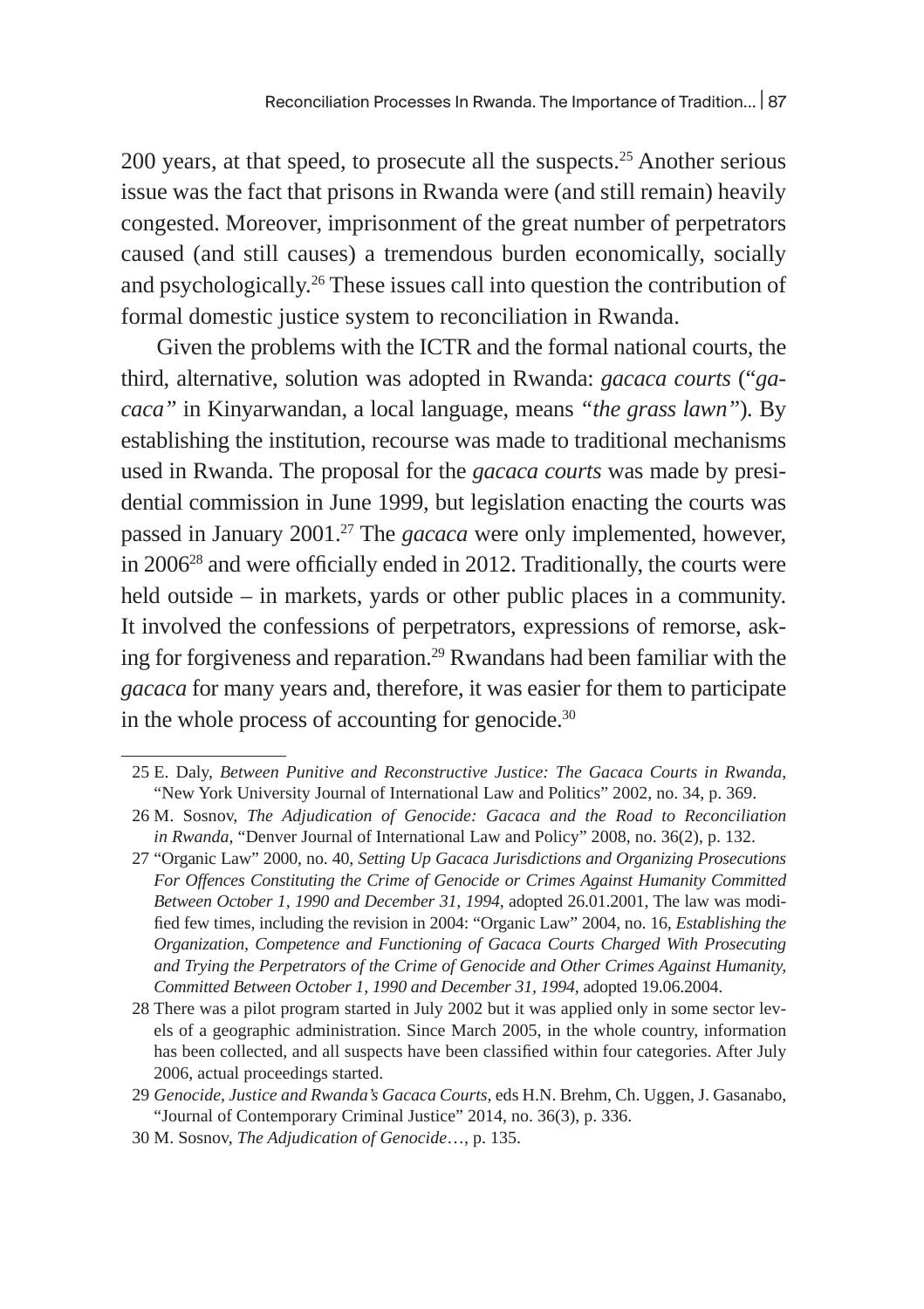200 years, at that speed, to prosecute all the suspects.[25] Another serious issue was the fact that prisons in Rwanda were (and still remain) heavily congested. Moreover, imprisonment of the great number of perpetrators caused (and still causes) a tremendous burden economically, socially and psychologically.[26] These issues call into question the contribution of formal domestic justice system to reconciliation in Rwanda.

Given the problems with the ICTR and the formal national courts, the third, alternative, solution was adopted in Rwanda: *gacaca courts* ("*gacaca"* in Kinyarwandan, a local language, means *"the grass lawn"*). By establishing the institution, recourse was made to traditional mechanisms used in Rwanda. The proposal for the *gacaca courts* was made by presidential commission in June 1999, but legislation enacting the courts was passed in January 2001.[27] The *gacaca* were only implemented, however, in 2006[28] and were officially ended in 2012. Traditionally, the courts were held outside – in markets, yards or other public places in a community. It involved the confessions of perpetrators, expressions of remorse, asking for forgiveness and reparation.[29] Rwandans had been familiar with the *gacaca* for many years and, therefore, it was easier for them to participate in the whole process of accounting for genocide.[30]

---

25 E. Daly, *Between Punitive and Reconstructive Justice: The Gacaca Courts in Rwanda*, "New York University Journal of International Law and Politics" 2002, no. 34, p. 369.

26 M. Sosnov, *The Adjudication of Genocide: Gacaca and the Road to Reconciliation in Rwanda*, "Denver Journal of International Law and Policy" 2008, no. 36(2), p. 132.

27 "Organic Law" 2000, no. 40, *Setting Up Gacaca Jurisdictions and Organizing Prosecutions For Offences Constituting the Crime of Genocide or Crimes Against Humanity Committed Between October 1, 1990 and December 31, 1994*, adopted 26.01.2001, The law was modified few times, including the revision in 2004: "Organic Law" 2004, no. 16, *Establishing the Organization, Competence and Functioning of Gacaca Courts Charged With Prosecuting and Trying the Perpetrators of the Crime of Genocide and Other Crimes Against Humanity, Committed Between October 1, 1990 and December 31, 1994*, adopted 19.06.2004.

28 There was a pilot program started in July 2002 but it was applied only in some sector levels of a geographic administration. Since March 2005, in the whole country, information has been collected, and all suspects have been classified within four categories. After July 2006, actual proceedings started.

29 *Genocide, Justice and Rwanda's Gacaca Courts*, eds H.N. Brehm, Ch. Uggen, J. Gasanabo, "Journal of Contemporary Criminal Justice" 2014, no. 36(3), p. 336.

30 M. Sosnov, *The Adjudication of Genocide*…, p. 135.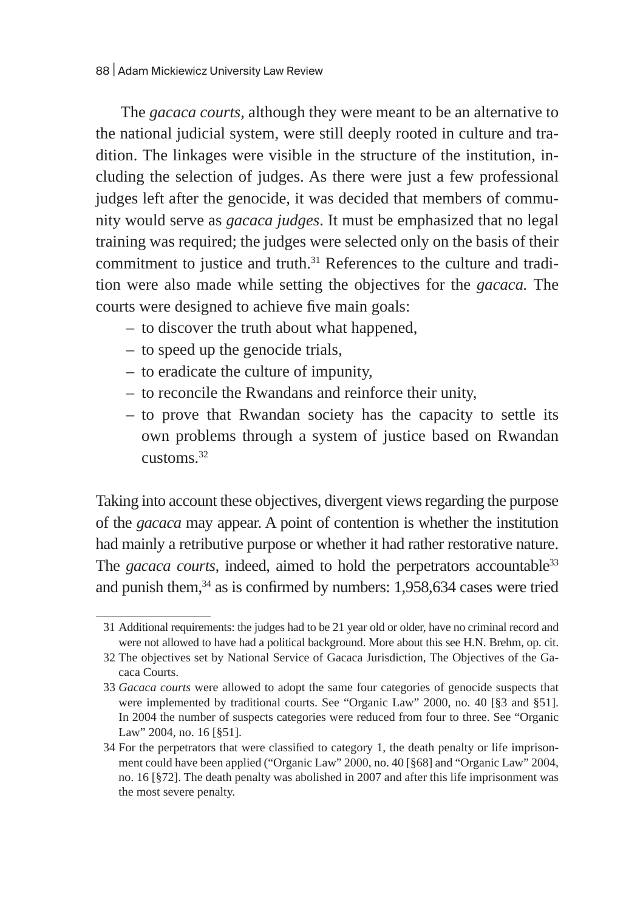The *gacaca courts*, although they were meant to be an alternative to the national judicial system, were still deeply rooted in culture and tradition. The linkages were visible in the structure of the institution, including the selection of judges. As there were just a few professional judges left after the genocide, it was decided that members of community would serve as *gacaca judges*. It must be emphasized that no legal training was required; the judges were selected only on the basis of their commitment to justice and truth.[31] References to the culture and tradition were also made while setting the objectives for the *gacaca.* The courts were designed to achieve five main goals:

- to discover the truth about what happened,
- to speed up the genocide trials,
- to eradicate the culture of impunity,
- to reconcile the Rwandans and reinforce their unity,
- to prove that Rwandan society has the capacity to settle its own problems through a system of justice based on Rwandan customs.[32]

Taking into account these objectives, divergent views regarding the purpose of the *gacaca* may appear. A point of contention is whether the institution had mainly a retributive purpose or whether it had rather restorative nature. The *gacaca courts*, indeed, aimed to hold the perpetrators accountable[33] and punish them,[34] as is confirmed by numbers: 1,958,634 cases were tried

---

31 Additional requirements: the judges had to be 21 year old or older, have no criminal record and were not allowed to have had a political background. More about this see H.N. Brehm, op. cit.

32 The objectives set by National Service of Gacaca Jurisdiction, The Objectives of the Gacaca Courts.

33 *Gacaca courts* were allowed to adopt the same four categories of genocide suspects that were implemented by traditional courts. See "Organic Law" 2000, no. 40 [§3 and §51]. In 2004 the number of suspects categories were reduced from four to three. See "Organic Law" 2004, no. 16 [§51].

34 For the perpetrators that were classified to category 1, the death penalty or life imprisonment could have been applied ("Organic Law" 2000, no. 40 [§68] and "Organic Law" 2004, no. 16 [§72]. The death penalty was abolished in 2007 and after this life imprisonment was the most severe penalty.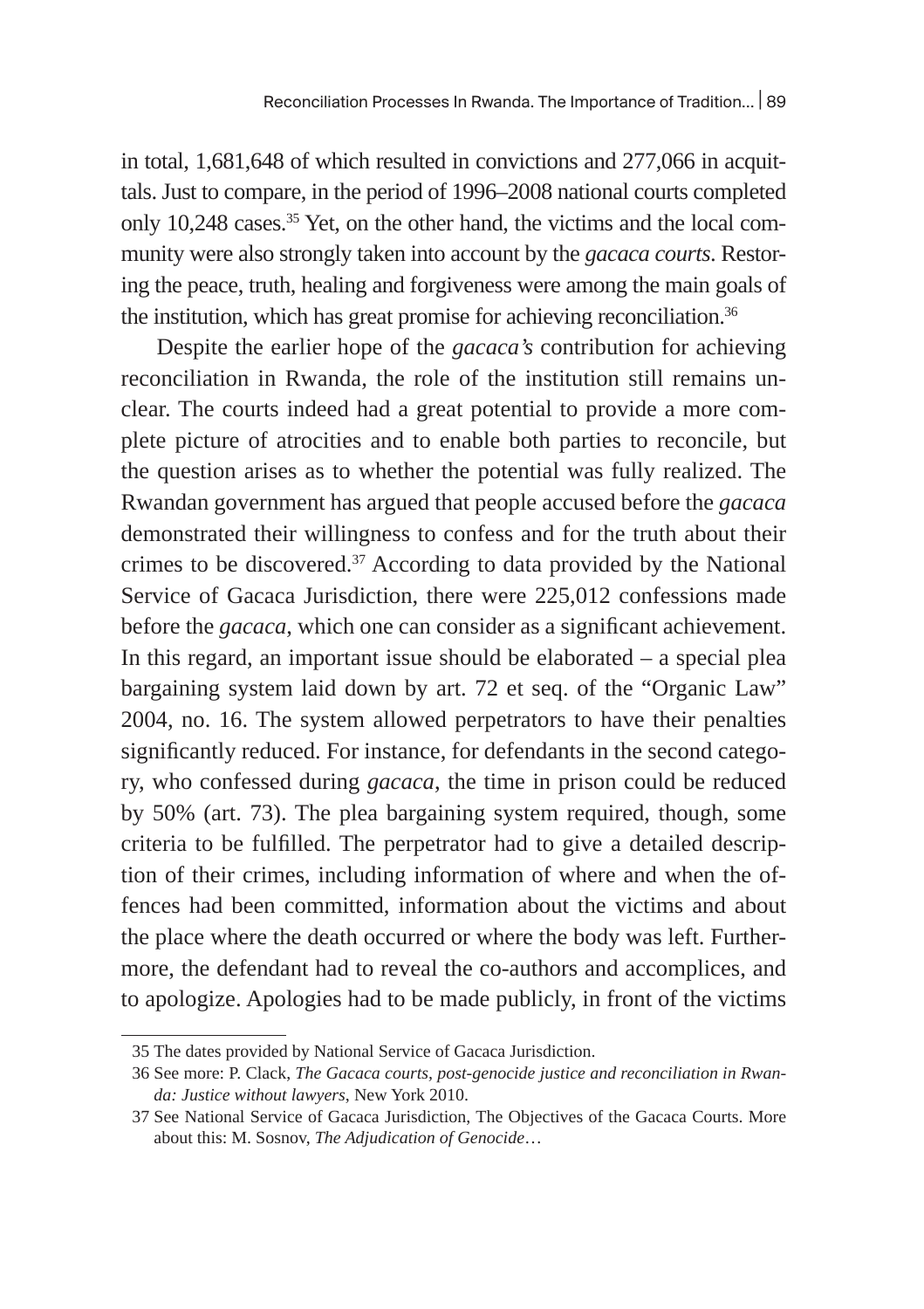in total, 1,681,648 of which resulted in convictions and 277,066 in acquittals. Just to compare, in the period of 1996–2008 national courts completed only 10,248 cases.[35] Yet, on the other hand, the victims and the local community were also strongly taken into account by the *gacaca courts*. Restoring the peace, truth, healing and forgiveness were among the main goals of the institution, which has great promise for achieving reconciliation.[36]

Despite the earlier hope of the *gacaca's* contribution for achieving reconciliation in Rwanda, the role of the institution still remains unclear. The courts indeed had a great potential to provide a more complete picture of atrocities and to enable both parties to reconcile, but the question arises as to whether the potential was fully realized. The Rwandan government has argued that people accused before the *gacaca* demonstrated their willingness to confess and for the truth about their crimes to be discovered.[37] According to data provided by the National Service of Gacaca Jurisdiction, there were 225,012 confessions made before the *gacaca*, which one can consider as a significant achievement. In this regard, an important issue should be elaborated – a special plea bargaining system laid down by art. 72 et seq. of the "Organic Law" 2004, no. 16. The system allowed perpetrators to have their penalties significantly reduced. For instance, for defendants in the second category, who confessed during *gacaca*, the time in prison could be reduced by 50% (art. 73). The plea bargaining system required, though, some criteria to be fulfilled. The perpetrator had to give a detailed description of their crimes, including information of where and when the offences had been committed, information about the victims and about the place where the death occurred or where the body was left. Furthermore, the defendant had to reveal the co-authors and accomplices, and to apologize. Apologies had to be made publicly, in front of the victims

---

35 The dates provided by National Service of Gacaca Jurisdiction.

36 See more: P. Clack, *The Gacaca courts, post-genocide justice and reconciliation in Rwanda: Justice without lawyers*, New York 2010.

37 See National Service of Gacaca Jurisdiction, The Objectives of the Gacaca Courts. More about this: M. Sosnov, *The Adjudication of Genocide*…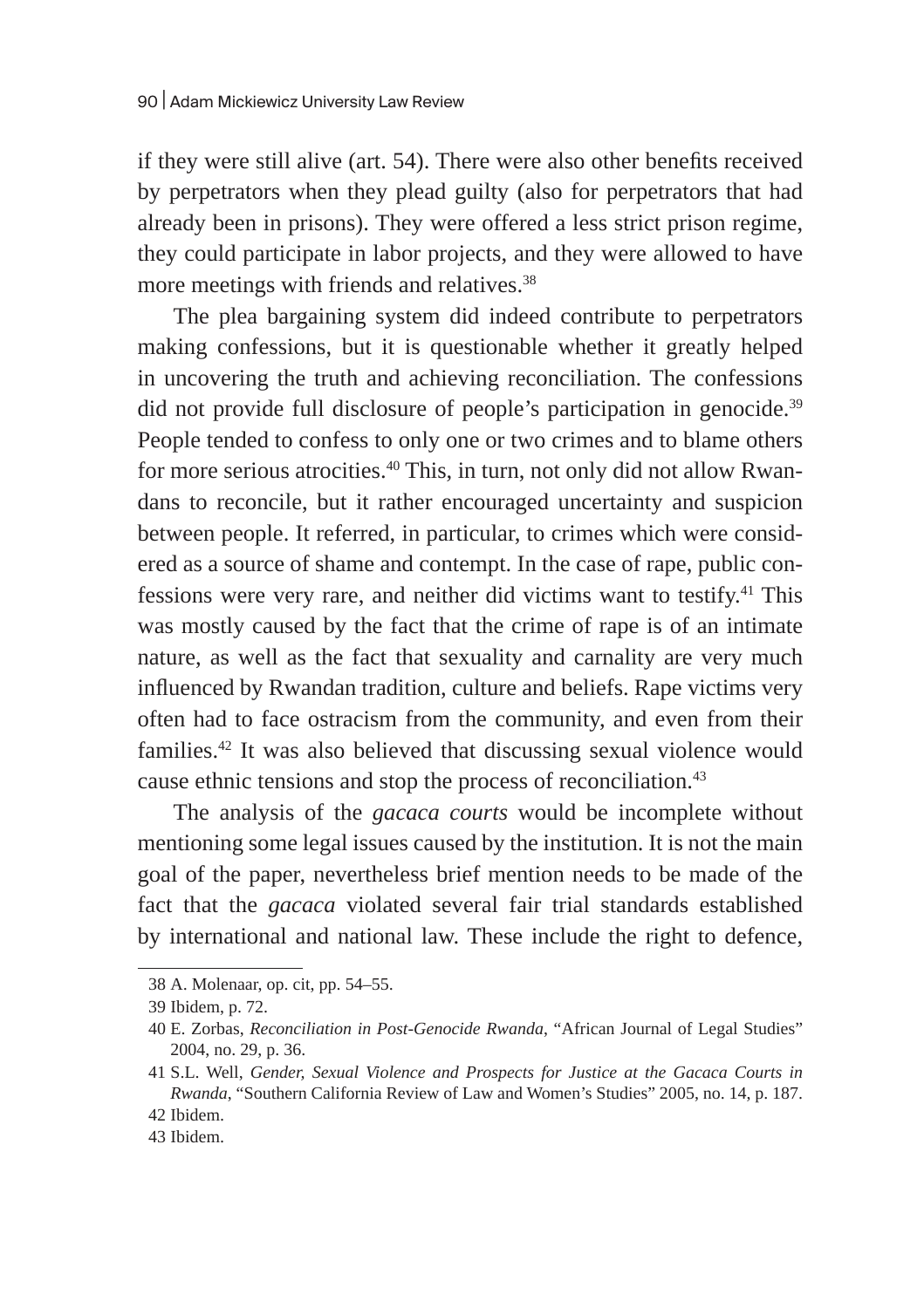if they were still alive (art. 54). There were also other benefits received by perpetrators when they plead guilty (also for perpetrators that had already been in prisons). They were offered a less strict prison regime, they could participate in labor projects, and they were allowed to have more meetings with friends and relatives.[38]

The plea bargaining system did indeed contribute to perpetrators making confessions, but it is questionable whether it greatly helped in uncovering the truth and achieving reconciliation. The confessions did not provide full disclosure of people's participation in genocide.[39] People tended to confess to only one or two crimes and to blame others for more serious atrocities.[40] This, in turn, not only did not allow Rwandans to reconcile, but it rather encouraged uncertainty and suspicion between people. It referred, in particular, to crimes which were considered as a source of shame and contempt. In the case of rape, public confessions were very rare, and neither did victims want to testify.[41] This was mostly caused by the fact that the crime of rape is of an intimate nature, as well as the fact that sexuality and carnality are very much influenced by Rwandan tradition, culture and beliefs. Rape victims very often had to face ostracism from the community, and even from their families.[42] It was also believed that discussing sexual violence would cause ethnic tensions and stop the process of reconciliation.[43]

The analysis of the *gacaca courts* would be incomplete without mentioning some legal issues caused by the institution. It is not the main goal of the paper, nevertheless brief mention needs to be made of the fact that the *gacaca* violated several fair trial standards established by international and national law. These include the right to defence,

---

38 A. Molenaar, op. cit, pp. 54–55.

39 Ibidem, p. 72.

40 E. Zorbas, *Reconciliation in Post-Genocide Rwanda*, "African Journal of Legal Studies" 2004, no. 29, p. 36.

41 S.L. Well, *Gender, Sexual Violence and Prospects for Justice at the Gacaca Courts in Rwanda*, "Southern California Review of Law and Women's Studies" 2005, no. 14, p. 187.

42 Ibidem.

43 Ibidem.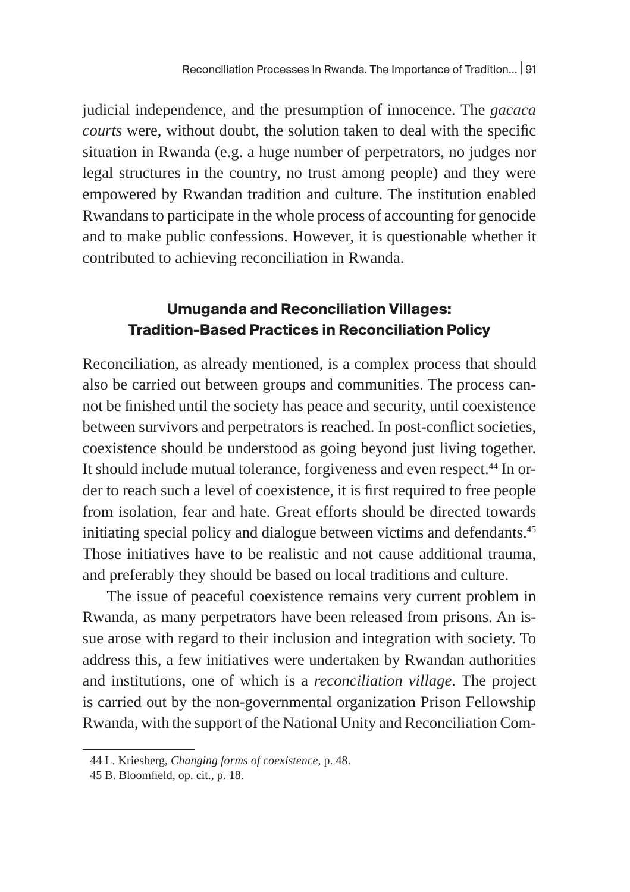judicial independence, and the presumption of innocence. The *gacaca courts* were, without doubt, the solution taken to deal with the specific situation in Rwanda (e.g. a huge number of perpetrators, no judges nor legal structures in the country, no trust among people) and they were empowered by Rwandan tradition and culture. The institution enabled Rwandans to participate in the whole process of accounting for genocide and to make public confessions. However, it is questionable whether it contributed to achieving reconciliation in Rwanda.

## Umuganda and Reconciliation Villages: Tradition-Based Practices in Reconciliation Policy

Reconciliation, as already mentioned, is a complex process that should also be carried out between groups and communities. The process cannot be finished until the society has peace and security, until coexistence between survivors and perpetrators is reached. In post-conflict societies, coexistence should be understood as going beyond just living together. It should include mutual tolerance, forgiveness and even respect.[44] In order to reach such a level of coexistence, it is first required to free people from isolation, fear and hate. Great efforts should be directed towards initiating special policy and dialogue between victims and defendants.[45] Those initiatives have to be realistic and not cause additional trauma, and preferably they should be based on local traditions and culture.

The issue of peaceful coexistence remains very current problem in Rwanda, as many perpetrators have been released from prisons. An issue arose with regard to their inclusion and integration with society. To address this, a few initiatives were undertaken by Rwandan authorities and institutions, one of which is a *reconciliation village*. The project is carried out by the non-governmental organization Prison Fellowship Rwanda, with the support of the National Unity and Reconciliation Com-

44 L. Kriesberg, *Changing forms of coexistence*, p. 48.

45 B. Bloomfield, op. cit., p. 18.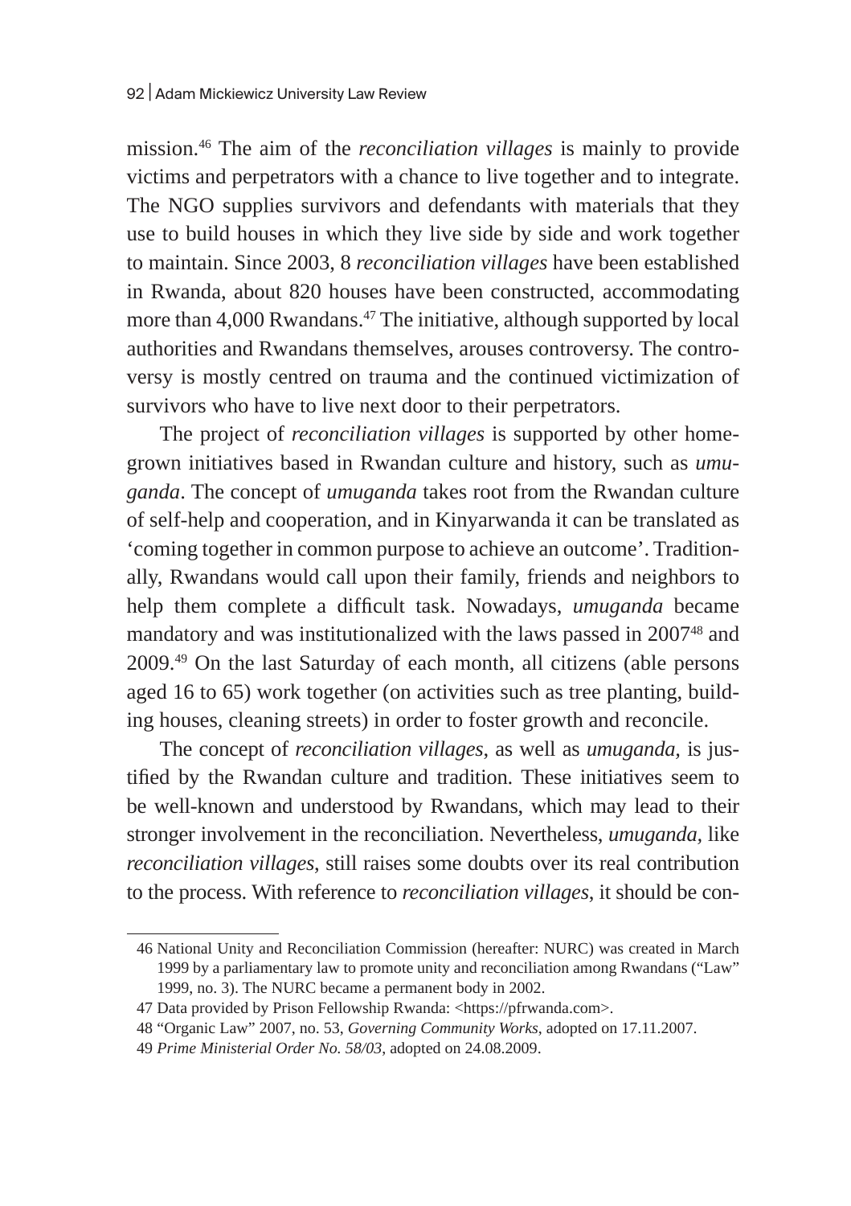mission.[46] The aim of the *reconciliation villages* is mainly to provide victims and perpetrators with a chance to live together and to integrate. The NGO supplies survivors and defendants with materials that they use to build houses in which they live side by side and work together to maintain. Since 2003, 8 *reconciliation villages* have been established in Rwanda, about 820 houses have been constructed, accommodating more than 4,000 Rwandans.[47] The initiative, although supported by local authorities and Rwandans themselves, arouses controversy. The controversy is mostly centred on trauma and the continued victimization of survivors who have to live next door to their perpetrators.

The project of *reconciliation villages* is supported by other homegrown initiatives based in Rwandan culture and history, such as *umuganda*. The concept of *umuganda* takes root from the Rwandan culture of self-help and cooperation, and in Kinyarwanda it can be translated as 'coming together in common purpose to achieve an outcome'. Traditionally, Rwandans would call upon their family, friends and neighbors to help them complete a difficult task. Nowadays, *umuganda* became mandatory and was institutionalized with the laws passed in 2007[48] and 2009.[49] On the last Saturday of each month, all citizens (able persons aged 16 to 65) work together (on activities such as tree planting, building houses, cleaning streets) in order to foster growth and reconcile.

The concept of *reconciliation villages*, as well as *umuganda*, is justified by the Rwandan culture and tradition. These initiatives seem to be well-known and understood by Rwandans, which may lead to their stronger involvement in the reconciliation. Nevertheless, *umuganda*, like *reconciliation villages*, still raises some doubts over its real contribution to the process. With reference to *reconciliation villages*, it should be con-

---

46 National Unity and Reconciliation Commission (hereafter: NURC) was created in March 1999 by a parliamentary law to promote unity and reconciliation among Rwandans ("Law" 1999, no. 3). The NURC became a permanent body in 2002.

47 Data provided by Prison Fellowship Rwanda: <https://pfrwanda.com>.

48 "Organic Law" 2007, no. 53, *Governing Community Works*, adopted on 17.11.2007.

49 *Prime Ministerial Order No. 58/03*, adopted on 24.08.2009.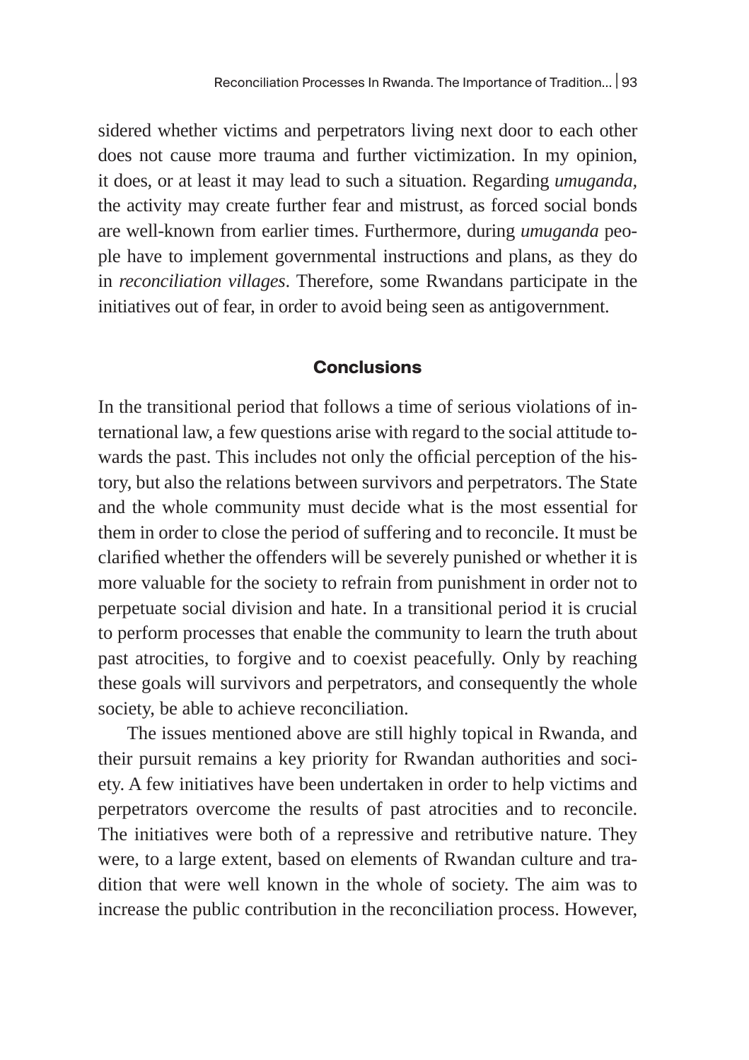sidered whether victims and perpetrators living next door to each other does not cause more trauma and further victimization. In my opinion, it does, or at least it may lead to such a situation. Regarding *umuganda*, the activity may create further fear and mistrust, as forced social bonds are well-known from earlier times. Furthermore, during *umuganda* people have to implement governmental instructions and plans, as they do in *reconciliation villages*. Therefore, some Rwandans participate in the initiatives out of fear, in order to avoid being seen as antigovernment.

## Conclusions

In the transitional period that follows a time of serious violations of international law, a few questions arise with regard to the social attitude towards the past. This includes not only the official perception of the history, but also the relations between survivors and perpetrators. The State and the whole community must decide what is the most essential for them in order to close the period of suffering and to reconcile. It must be clarified whether the offenders will be severely punished or whether it is more valuable for the society to refrain from punishment in order not to perpetuate social division and hate. In a transitional period it is crucial to perform processes that enable the community to learn the truth about past atrocities, to forgive and to coexist peacefully. Only by reaching these goals will survivors and perpetrators, and consequently the whole society, be able to achieve reconciliation.

The issues mentioned above are still highly topical in Rwanda, and their pursuit remains a key priority for Rwandan authorities and society. A few initiatives have been undertaken in order to help victims and perpetrators overcome the results of past atrocities and to reconcile. The initiatives were both of a repressive and retributive nature. They were, to a large extent, based on elements of Rwandan culture and tradition that were well known in the whole of society. The aim was to increase the public contribution in the reconciliation process. However,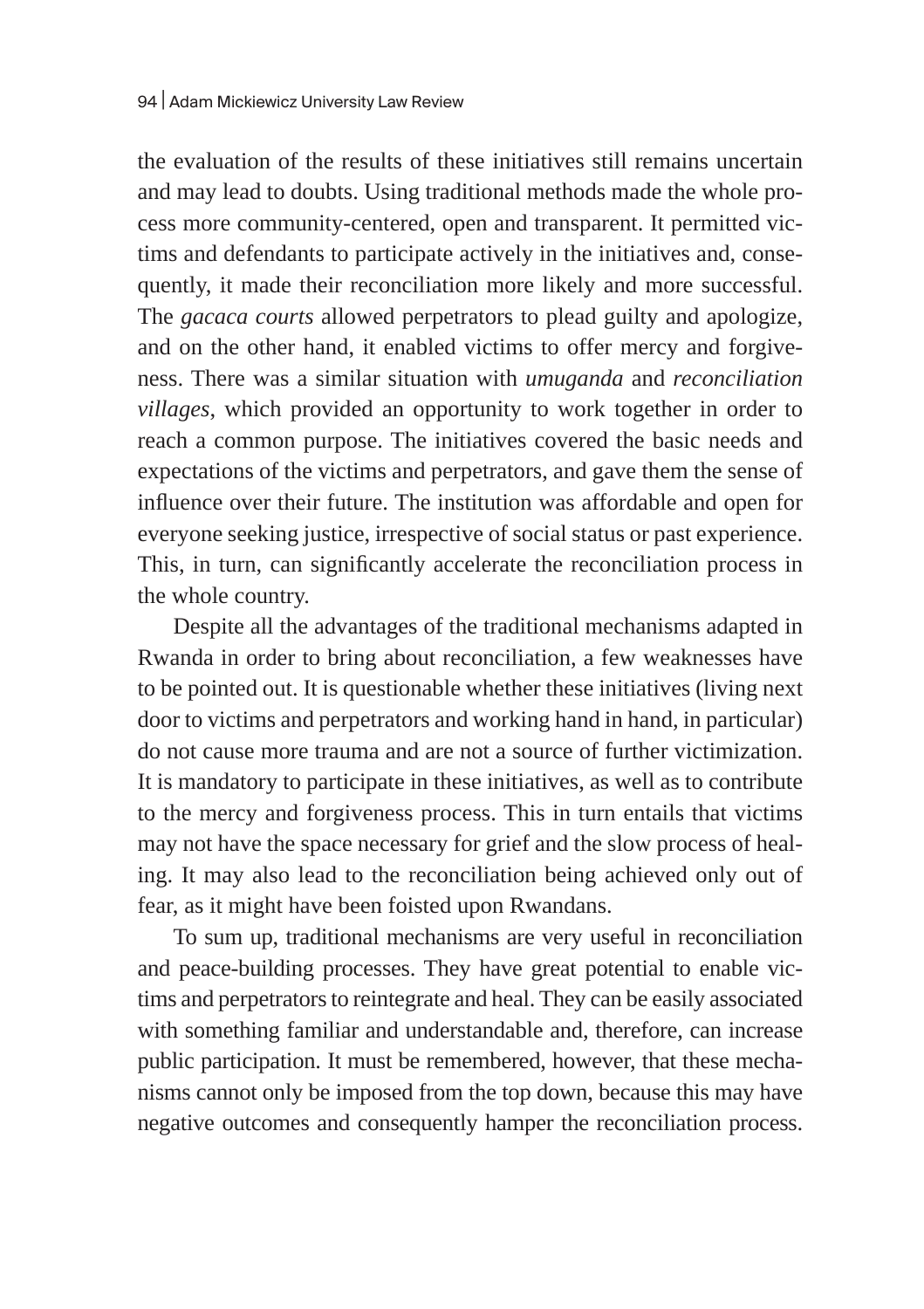the evaluation of the results of these initiatives still remains uncertain and may lead to doubts. Using traditional methods made the whole process more community-centered, open and transparent. It permitted victims and defendants to participate actively in the initiatives and, consequently, it made their reconciliation more likely and more successful. The *gacaca courts* allowed perpetrators to plead guilty and apologize, and on the other hand, it enabled victims to offer mercy and forgiveness. There was a similar situation with *umuganda* and *reconciliation villages*, which provided an opportunity to work together in order to reach a common purpose. The initiatives covered the basic needs and expectations of the victims and perpetrators, and gave them the sense of influence over their future. The institution was affordable and open for everyone seeking justice, irrespective of social status or past experience. This, in turn, can significantly accelerate the reconciliation process in the whole country.

Despite all the advantages of the traditional mechanisms adapted in Rwanda in order to bring about reconciliation, a few weaknesses have to be pointed out. It is questionable whether these initiatives (living next door to victims and perpetrators and working hand in hand, in particular) do not cause more trauma and are not a source of further victimization. It is mandatory to participate in these initiatives, as well as to contribute to the mercy and forgiveness process. This in turn entails that victims may not have the space necessary for grief and the slow process of healing. It may also lead to the reconciliation being achieved only out of fear, as it might have been foisted upon Rwandans.

To sum up, traditional mechanisms are very useful in reconciliation and peace-building processes. They have great potential to enable victims and perpetrators to reintegrate and heal. They can be easily associated with something familiar and understandable and, therefore, can increase public participation. It must be remembered, however, that these mechanisms cannot only be imposed from the top down, because this may have negative outcomes and consequently hamper the reconciliation process.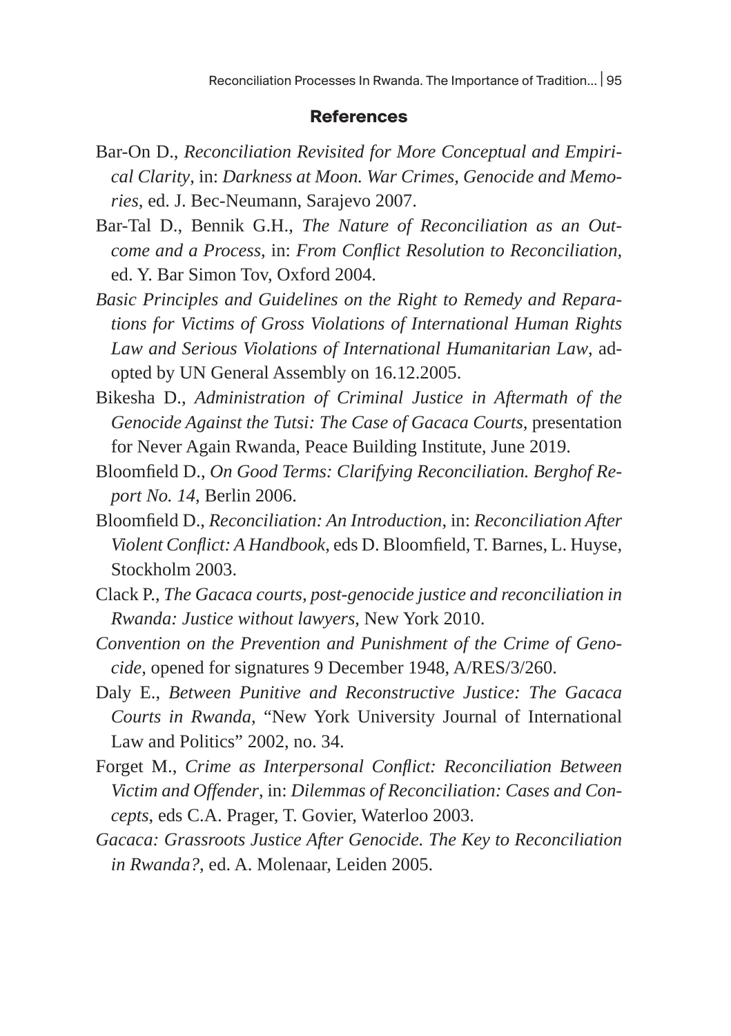## References

Bar-On D., *Reconciliation Revisited for More Conceptual and Empirical Clarity*, in: *Darkness at Moon. War Crimes, Genocide and Memories*, ed. J. Bec-Neumann, Sarajevo 2007.

Bar-Tal D., Bennik G.H., *The Nature of Reconciliation as an Outcome and a Process*, in: *From Conflict Resolution to Reconciliation*, ed. Y. Bar Simon Tov, Oxford 2004.

*Basic Principles and Guidelines on the Right to Remedy and Reparations for Victims of Gross Violations of International Human Rights Law and Serious Violations of International Humanitarian Law*, adopted by UN General Assembly on 16.12.2005.

Bikesha D., *Administration of Criminal Justice in Aftermath of the Genocide Against the Tutsi: The Case of Gacaca Courts*, presentation for Never Again Rwanda, Peace Building Institute, June 2019.

Bloomfield D., *On Good Terms: Clarifying Reconciliation. Berghof Report No. 14*, Berlin 2006.

Bloomfield D., *Reconciliation: An Introduction*, in: *Reconciliation After Violent Conflict: A Handbook*, eds D. Bloomfield, T. Barnes, L. Huyse, Stockholm 2003.

Clack P., *The Gacaca courts, post-genocide justice and reconciliation in Rwanda: Justice without lawyers*, New York 2010.

*Convention on the Prevention and Punishment of the Crime of Genocide*, opened for signatures 9 December 1948, A/RES/3/260.

Daly E., *Between Punitive and Reconstructive Justice: The Gacaca Courts in Rwanda*, "New York University Journal of International Law and Politics" 2002, no. 34.

Forget M., *Crime as Interpersonal Conflict: Reconciliation Between Victim and Offender*, in: *Dilemmas of Reconciliation: Cases and Concepts*, eds C.A. Prager, T. Govier, Waterloo 2003.

*Gacaca: Grassroots Justice After Genocide. The Key to Reconciliation in Rwanda?*, ed. A. Molenaar, Leiden 2005.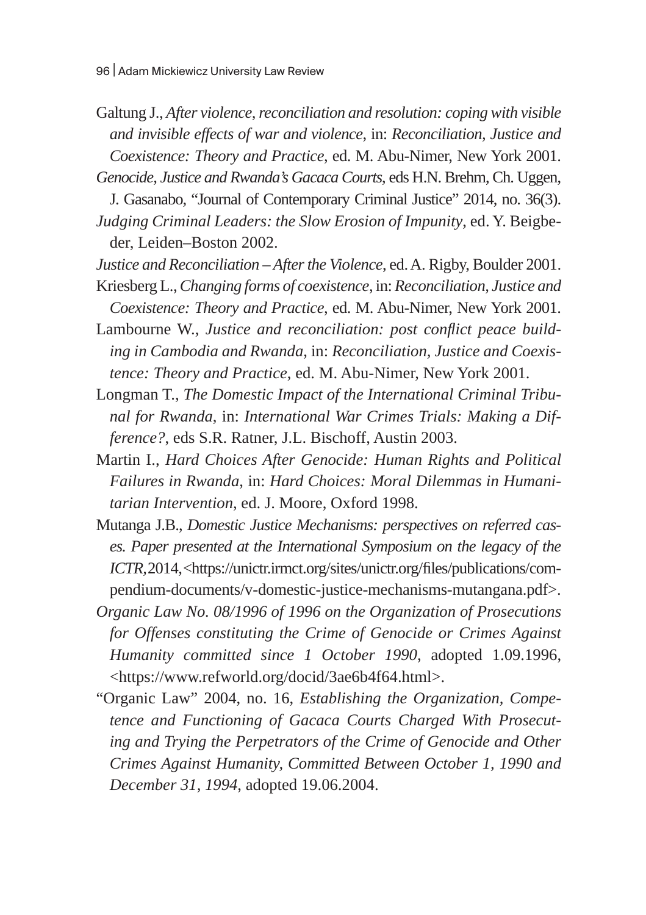Galtung J., *After violence, reconciliation and resolution: coping with visible and invisible effects of war and violence*, in: *Reconciliation, Justice and Coexistence: Theory and Practice*, ed. M. Abu-Nimer, New York 2001.

*Genocide, Justice and Rwanda's Gacaca Courts*, eds H.N. Brehm, Ch. Uggen, J. Gasanabo, "Journal of Contemporary Criminal Justice" 2014, no. 36(3).

*Judging Criminal Leaders: the Slow Erosion of Impunity*, ed. Y. Beigbeder, Leiden–Boston 2002.

*Justice and Reconciliation – After the Violence*, ed. A. Rigby, Boulder 2001.

Kriesberg L., *Changing forms of coexistence*, in: *Reconciliation, Justice and Coexistence: Theory and Practice*, ed. M. Abu-Nimer, New York 2001.

Lambourne W., *Justice and reconciliation: post conflict peace building in Cambodia and Rwanda*, in: *Reconciliation, Justice and Coexistence: Theory and Practice*, ed. M. Abu-Nimer, New York 2001.

Longman T., *The Domestic Impact of the International Criminal Tribunal for Rwanda*, in: *International War Crimes Trials: Making a Difference?*, eds S.R. Ratner, J.L. Bischoff, Austin 2003.

Martin I., *Hard Choices After Genocide: Human Rights and Political Failures in Rwanda*, in: *Hard Choices: Moral Dilemmas in Humanitarian Intervention*, ed. J. Moore, Oxford 1998.

Mutanga J.B., *Domestic Justice Mechanisms: perspectives on referred cases. Paper presented at the International Symposium on the legacy of the ICTR*, 2014, <https://unictr.irmct.org/sites/unictr.org/files/publications/compendium-documents/v-domestic-justice-mechanisms-mutangana.pdf>.

*Organic Law No. 08/1996 of 1996 on the Organization of Prosecutions for Offenses constituting the Crime of Genocide or Crimes Against Humanity committed since 1 October 1990*, adopted 1.09.1996, <https://www.refworld.org/docid/3ae6b4f64.html>.

"Organic Law" 2004, no. 16, *Establishing the Organization, Competence and Functioning of Gacaca Courts Charged With Prosecuting and Trying the Perpetrators of the Crime of Genocide and Other Crimes Against Humanity, Committed Between October 1, 1990 and December 31, 1994*, adopted 19.06.2004.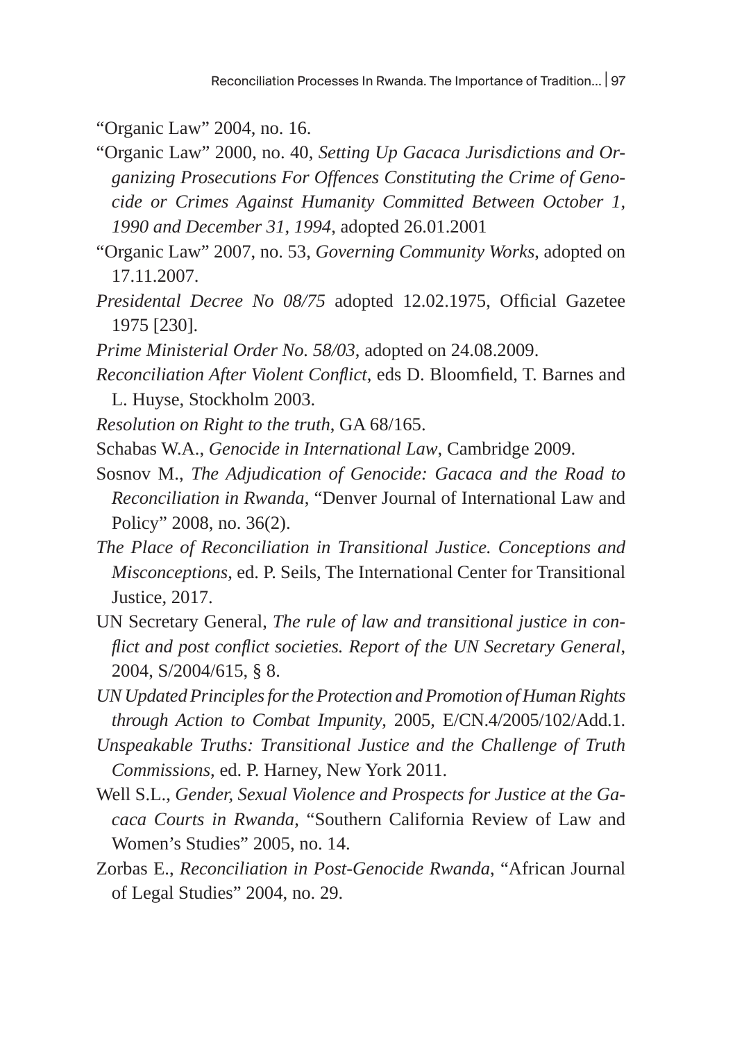"Organic Law" 2004, no. 16.

"Organic Law" 2000, no. 40, *Setting Up Gacaca Jurisdictions and Organizing Prosecutions For Offences Constituting the Crime of Genocide or Crimes Against Humanity Committed Between October 1, 1990 and December 31, 1994*, adopted 26.01.2001

"Organic Law" 2007, no. 53, *Governing Community Works*, adopted on 17.11.2007.

*Presidental Decree No 08/75* adopted 12.02.1975, Official Gazetee 1975 [230].

*Prime Ministerial Order No. 58/03*, adopted on 24.08.2009.

*Reconciliation After Violent Conflict*, eds D. Bloomfield, T. Barnes and L. Huyse, Stockholm 2003.

*Resolution on Right to the truth*, GA 68/165.

Schabas W.A., *Genocide in International Law*, Cambridge 2009.

Sosnov M., *The Adjudication of Genocide: Gacaca and the Road to Reconciliation in Rwanda*, "Denver Journal of International Law and Policy" 2008, no. 36(2).

*The Place of Reconciliation in Transitional Justice. Conceptions and Misconceptions*, ed. P. Seils, The International Center for Transitional Justice, 2017.

UN Secretary General, *The rule of law and transitional justice in conflict and post conflict societies. Report of the UN Secretary General*, 2004, S/2004/615, § 8.

*UN Updated Principles for the Protection and Promotion of Human Rights through Action to Combat Impunity*, 2005, E/CN.4/2005/102/Add.1.

*Unspeakable Truths: Transitional Justice and the Challenge of Truth Commissions*, ed. P. Harney, New York 2011.

Well S.L., *Gender, Sexual Violence and Prospects for Justice at the Gacaca Courts in Rwanda*, "Southern California Review of Law and Women's Studies" 2005, no. 14.

Zorbas E., *Reconciliation in Post-Genocide Rwanda*, "African Journal of Legal Studies" 2004, no. 29.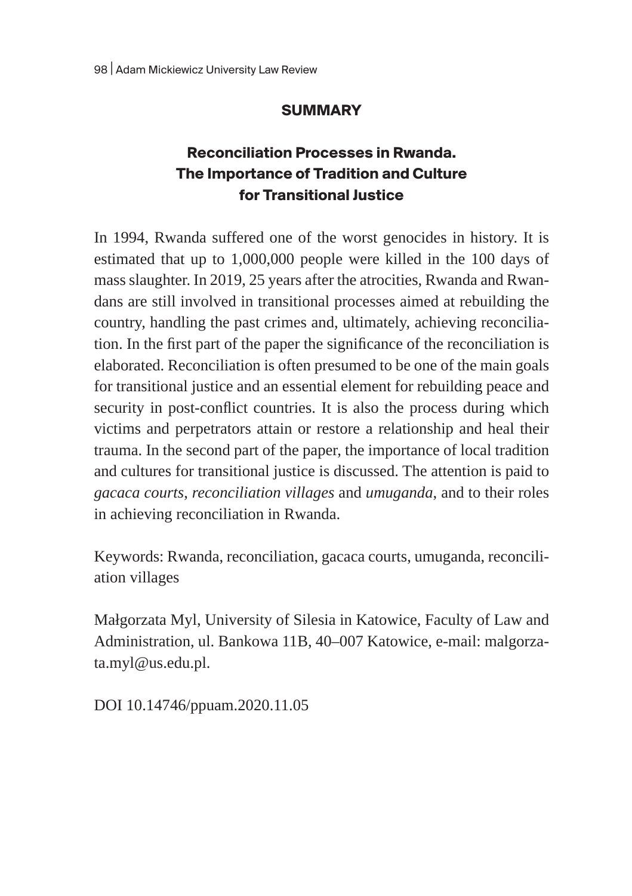## SUMMARY

### Reconciliation Processes in Rwanda. The Importance of Tradition and Culture for Transitional Justice

In 1994, Rwanda suffered one of the worst genocides in history. It is estimated that up to 1,000,000 people were killed in the 100 days of mass slaughter. In 2019, 25 years after the atrocities, Rwanda and Rwandans are still involved in transitional processes aimed at rebuilding the country, handling the past crimes and, ultimately, achieving reconciliation. In the first part of the paper the significance of the reconciliation is elaborated. Reconciliation is often presumed to be one of the main goals for transitional justice and an essential element for rebuilding peace and security in post-conflict countries. It is also the process during which victims and perpetrators attain or restore a relationship and heal their trauma. In the second part of the paper, the importance of local tradition and cultures for transitional justice is discussed. The attention is paid to *gacaca courts*, *reconciliation villages* and *umuganda*, and to their roles in achieving reconciliation in Rwanda.

Keywords: Rwanda, reconciliation, gacaca courts, umuganda, reconciliation villages

Małgorzata Myl, University of Silesia in Katowice, Faculty of Law and Administration, ul. Bankowa 11B, 40–007 Katowice, e-mail: malgorzata.myl@us.edu.pl.

DOI 10.14746/ppuam.2020.11.05